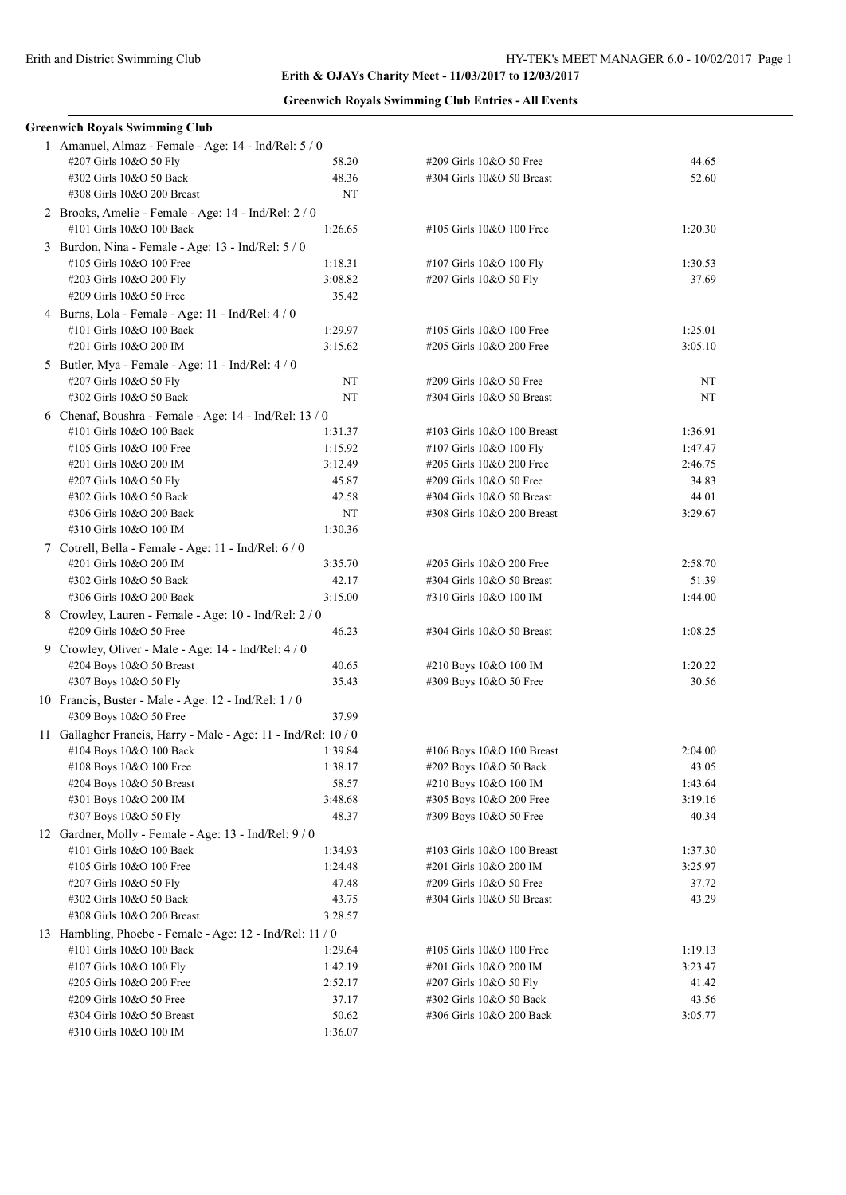**Erith & OJAYs Charity Meet - 11/03/2017 to 12/03/2017**

**Greenwich Royals Swimming Club Entries - All Events**

**Greenwich Royals Swimming Club**

1 Amanuel, Almaz - Female - Age: 14 - Ind/Rel: 5 / 0

| | | | |
|---|---|---|---|
| #207 Girls 10&O 50 Fly | 58.20 | #209 Girls 10&O 50 Free | 44.65 |
| #302 Girls 10&O 50 Back | 48.36 | #304 Girls 10&O 50 Breast | 52.60 |
| #308 Girls 10&O 200 Breast | NT | | |

2 Brooks, Amelie - Female - Age: 14 - Ind/Rel: 2 / 0

| | | | |
|---|---|---|---|
| #101 Girls 10&O 100 Back | 1:26.65 | #105 Girls 10&O 100 Free | 1:20.30 |

3 Burdon, Nina - Female - Age: 13 - Ind/Rel: 5 / 0

| | | | |
|---|---|---|---|
| #105 Girls 10&O 100 Free | 1:18.31 | #107 Girls 10&O 100 Fly | 1:30.53 |
| #203 Girls 10&O 200 Fly | 3:08.82 | #207 Girls 10&O 50 Fly | 37.69 |
| #209 Girls 10&O 50 Free | 35.42 | | |

4 Burns, Lola - Female - Age: 11 - Ind/Rel: 4 / 0

| | | | |
|---|---|---|---|
| #101 Girls 10&O 100 Back | 1:29.97 | #105 Girls 10&O 100 Free | 1:25.01 |
| #201 Girls 10&O 200 IM | 3:15.62 | #205 Girls 10&O 200 Free | 3:05.10 |

5 Butler, Mya - Female - Age: 11 - Ind/Rel: 4 / 0

| | | | |
|---|---|---|---|
| #207 Girls 10&O 50 Fly | NT | #209 Girls 10&O 50 Free | NT |
| #302 Girls 10&O 50 Back | NT | #304 Girls 10&O 50 Breast | NT |

6 Chenaf, Boushra - Female - Age: 14 - Ind/Rel: 13 / 0

| | | | |
|---|---|---|---|
| #101 Girls 10&O 100 Back | 1:31.37 | #103 Girls 10&O 100 Breast | 1:36.91 |
| #105 Girls 10&O 100 Free | 1:15.92 | #107 Girls 10&O 100 Fly | 1:47.47 |
| #201 Girls 10&O 200 IM | 3:12.49 | #205 Girls 10&O 200 Free | 2:46.75 |
| #207 Girls 10&O 50 Fly | 45.87 | #209 Girls 10&O 50 Free | 34.83 |
| #302 Girls 10&O 50 Back | 42.58 | #304 Girls 10&O 50 Breast | 44.01 |
| #306 Girls 10&O 200 Back | NT | #308 Girls 10&O 200 Breast | 3:29.67 |
| #310 Girls 10&O 100 IM | 1:30.36 | | |

7 Cotrell, Bella - Female - Age: 11 - Ind/Rel: 6 / 0

| | | | |
|---|---|---|---|
| #201 Girls 10&O 200 IM | 3:35.70 | #205 Girls 10&O 200 Free | 2:58.70 |
| #302 Girls 10&O 50 Back | 42.17 | #304 Girls 10&O 50 Breast | 51.39 |
| #306 Girls 10&O 200 Back | 3:15.00 | #310 Girls 10&O 100 IM | 1:44.00 |

8 Crowley, Lauren - Female - Age: 10 - Ind/Rel: 2 / 0

| | | | |
|---|---|---|---|
| #209 Girls 10&O 50 Free | 46.23 | #304 Girls 10&O 50 Breast | 1:08.25 |

9 Crowley, Oliver - Male - Age: 14 - Ind/Rel: 4 / 0

| | | | |
|---|---|---|---|
| #204 Boys 10&O 50 Breast | 40.65 | #210 Boys 10&O 100 IM | 1:20.22 |
| #307 Boys 10&O 50 Fly | 35.43 | #309 Boys 10&O 50 Free | 30.56 |

10 Francis, Buster - Male - Age: 12 - Ind/Rel: 1 / 0

| | | | |
|---|---|---|---|
| #309 Boys 10&O 50 Free | 37.99 | | |

11 Gallagher Francis, Harry - Male - Age: 11 - Ind/Rel: 10 / 0

| | | | |
|---|---|---|---|
| #104 Boys 10&O 100 Back | 1:39.84 | #106 Boys 10&O 100 Breast | 2:04.00 |
| #108 Boys 10&O 100 Free | 1:38.17 | #202 Boys 10&O 50 Back | 43.05 |
| #204 Boys 10&O 50 Breast | 58.57 | #210 Boys 10&O 100 IM | 1:43.64 |
| #301 Boys 10&O 200 IM | 3:48.68 | #305 Boys 10&O 200 Free | 3:19.16 |
| #307 Boys 10&O 50 Fly | 48.37 | #309 Boys 10&O 50 Free | 40.34 |

12 Gardner, Molly - Female - Age: 13 - Ind/Rel: 9 / 0

| | | | |
|---|---|---|---|
| #101 Girls 10&O 100 Back | 1:34.93 | #103 Girls 10&O 100 Breast | 1:37.30 |
| #105 Girls 10&O 100 Free | 1:24.48 | #201 Girls 10&O 200 IM | 3:25.97 |
| #207 Girls 10&O 50 Fly | 47.48 | #209 Girls 10&O 50 Free | 37.72 |
| #302 Girls 10&O 50 Back | 43.75 | #304 Girls 10&O 50 Breast | 43.29 |
| #308 Girls 10&O 200 Breast | 3:28.57 | | |

13 Hambling, Phoebe - Female - Age: 12 - Ind/Rel: 11 / 0

| | | | |
|---|---|---|---|
| #101 Girls 10&O 100 Back | 1:29.64 | #105 Girls 10&O 100 Free | 1:19.13 |
| #107 Girls 10&O 100 Fly | 1:42.19 | #201 Girls 10&O 200 IM | 3:23.47 |
| #205 Girls 10&O 200 Free | 2:52.17 | #207 Girls 10&O 50 Fly | 41.42 |
| #209 Girls 10&O 50 Free | 37.17 | #302 Girls 10&O 50 Back | 43.56 |
| #304 Girls 10&O 50 Breast | 50.62 | #306 Girls 10&O 200 Back | 3:05.77 |
| #310 Girls 10&O 100 IM | 1:36.07 | | |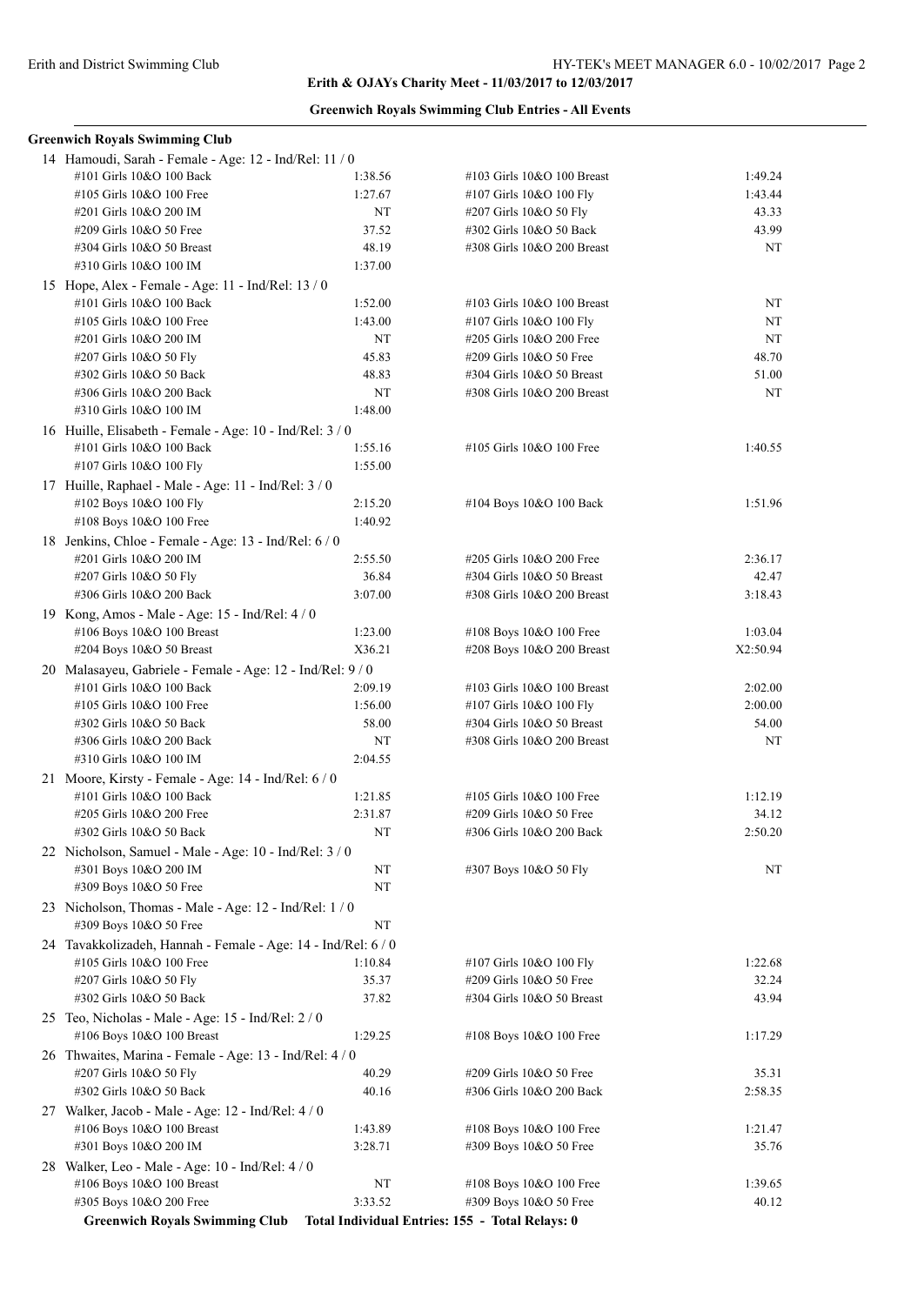**Erith & OJAYs Charity Meet - 11/03/2017 to 12/03/2017**

**Greenwich Royals Swimming Club Entries - All Events**

**Greenwich Royals Swimming Club**

14 Hamoudi, Sarah - Female - Age: 12 - Ind/Rel: 11 / 0

| | | | |
|---|---|---|---|
| #101 Girls 10&O 100 Back | 1:38.56 | #103 Girls 10&O 100 Breast | 1:49.24 |
| #105 Girls 10&O 100 Free | 1:27.67 | #107 Girls 10&O 100 Fly | 1:43.44 |
| #201 Girls 10&O 200 IM | NT | #207 Girls 10&O 50 Fly | 43.33 |
| #209 Girls 10&O 50 Free | 37.52 | #302 Girls 10&O 50 Back | 43.99 |
| #304 Girls 10&O 50 Breast | 48.19 | #308 Girls 10&O 200 Breast | NT |
| #310 Girls 10&O 100 IM | 1:37.00 | | |

15 Hope, Alex - Female - Age: 11 - Ind/Rel: 13 / 0

| | | | |
|---|---|---|---|
| #101 Girls 10&O 100 Back | 1:52.00 | #103 Girls 10&O 100 Breast | NT |
| #105 Girls 10&O 100 Free | 1:43.00 | #107 Girls 10&O 100 Fly | NT |
| #201 Girls 10&O 200 IM | NT | #205 Girls 10&O 200 Free | NT |
| #207 Girls 10&O 50 Fly | 45.83 | #209 Girls 10&O 50 Free | 48.70 |
| #302 Girls 10&O 50 Back | 48.83 | #304 Girls 10&O 50 Breast | 51.00 |
| #306 Girls 10&O 200 Back | NT | #308 Girls 10&O 200 Breast | NT |
| #310 Girls 10&O 100 IM | 1:48.00 | | |

16 Huille, Elisabeth - Female - Age: 10 - Ind/Rel: 3 / 0

| | | | |
|---|---|---|---|
| #101 Girls 10&O 100 Back | 1:55.16 | #105 Girls 10&O 100 Free | 1:40.55 |
| #107 Girls 10&O 100 Fly | 1:55.00 | | |

17 Huille, Raphael - Male - Age: 11 - Ind/Rel: 3 / 0

| | | | |
|---|---|---|---|
| #102 Boys 10&O 100 Fly | 2:15.20 | #104 Boys 10&O 100 Back | 1:51.96 |
| #108 Boys 10&O 100 Free | 1:40.92 | | |

18 Jenkins, Chloe - Female - Age: 13 - Ind/Rel: 6 / 0

| | | | |
|---|---|---|---|
| #201 Girls 10&O 200 IM | 2:55.50 | #205 Girls 10&O 200 Free | 2:36.17 |
| #207 Girls 10&O 50 Fly | 36.84 | #304 Girls 10&O 50 Breast | 42.47 |
| #306 Girls 10&O 200 Back | 3:07.00 | #308 Girls 10&O 200 Breast | 3:18.43 |

19 Kong, Amos - Male - Age: 15 - Ind/Rel: 4 / 0

| | | | |
|---|---|---|---|
| #106 Boys 10&O 100 Breast | 1:23.00 | #108 Boys 10&O 100 Free | 1:03.04 |
| #204 Boys 10&O 50 Breast | X36.21 | #208 Boys 10&O 200 Breast | X2:50.94 |

20 Malasayeu, Gabriele - Female - Age: 12 - Ind/Rel: 9 / 0

| | | | |
|---|---|---|---|
| #101 Girls 10&O 100 Back | 2:09.19 | #103 Girls 10&O 100 Breast | 2:02.00 |
| #105 Girls 10&O 100 Free | 1:56.00 | #107 Girls 10&O 100 Fly | 2:00.00 |
| #302 Girls 10&O 50 Back | 58.00 | #304 Girls 10&O 50 Breast | 54.00 |
| #306 Girls 10&O 200 Back | NT | #308 Girls 10&O 200 Breast | NT |
| #310 Girls 10&O 100 IM | 2:04.55 | | |

21 Moore, Kirsty - Female - Age: 14 - Ind/Rel: 6 / 0

| | | | |
|---|---|---|---|
| #101 Girls 10&O 100 Back | 1:21.85 | #105 Girls 10&O 100 Free | 1:12.19 |
| #205 Girls 10&O 200 Free | 2:31.87 | #209 Girls 10&O 50 Free | 34.12 |
| #302 Girls 10&O 50 Back | NT | #306 Girls 10&O 200 Back | 2:50.20 |

22 Nicholson, Samuel - Male - Age: 10 - Ind/Rel: 3 / 0

| | | | |
|---|---|---|---|
| #301 Boys 10&O 200 IM | NT | #307 Boys 10&O 50 Fly | NT |
| #309 Boys 10&O 50 Free | NT | | |

23 Nicholson, Thomas - Male - Age: 12 - Ind/Rel: 1 / 0

| | | | |
|---|---|---|---|
| #309 Boys 10&O 50 Free | NT | | |

24 Tavakkolizadeh, Hannah - Female - Age: 14 - Ind/Rel: 6 / 0

| | | | |
|---|---|---|---|
| #105 Girls 10&O 100 Free | 1:10.84 | #107 Girls 10&O 100 Fly | 1:22.68 |
| #207 Girls 10&O 50 Fly | 35.37 | #209 Girls 10&O 50 Free | 32.24 |
| #302 Girls 10&O 50 Back | 37.82 | #304 Girls 10&O 50 Breast | 43.94 |

25 Teo, Nicholas - Male - Age: 15 - Ind/Rel: 2 / 0

| | | | |
|---|---|---|---|
| #106 Boys 10&O 100 Breast | 1:29.25 | #108 Boys 10&O 100 Free | 1:17.29 |

26 Thwaites, Marina - Female - Age: 13 - Ind/Rel: 4 / 0

| | | | |
|---|---|---|---|
| #207 Girls 10&O 50 Fly | 40.29 | #209 Girls 10&O 50 Free | 35.31 |
| #302 Girls 10&O 50 Back | 40.16 | #306 Girls 10&O 200 Back | 2:58.35 |

27 Walker, Jacob - Male - Age: 12 - Ind/Rel: 4 / 0

| | | | |
|---|---|---|---|
| #106 Boys 10&O 100 Breast | 1:43.89 | #108 Boys 10&O 100 Free | 1:21.47 |
| #301 Boys 10&O 200 IM | 3:28.71 | #309 Boys 10&O 50 Free | 35.76 |

28 Walker, Leo - Male - Age: 10 - Ind/Rel: 4 / 0

| | | | |
|---|---|---|---|
| #106 Boys 10&O 100 Breast | NT | #108 Boys 10&O 100 Free | 1:39.65 |
| #305 Boys 10&O 200 Free | 3:33.52 | #309 Boys 10&O 50 Free | 40.12 |

**Greenwich Royals Swimming Club    Total Individual Entries: 155 - Total Relays: 0**